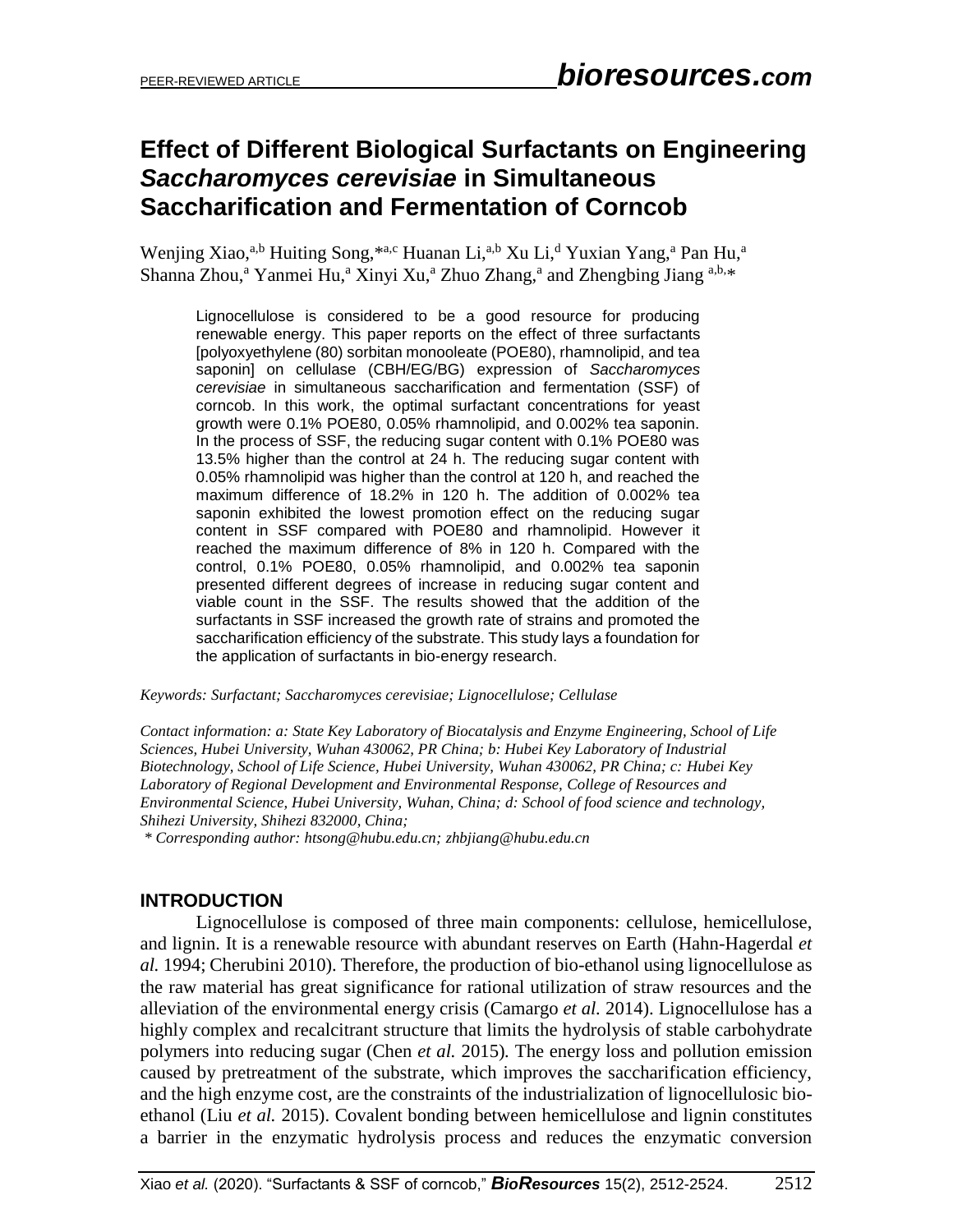# Effect of Different Biological Surfactants on Engineering *Saccharomyces cerevisiae* in Simultaneous Saccharification and Fermentation of Corncob

Wenjing Xiao,[a,b] Huiting Song,*[a,c] Huanan Li,[a,b] Xu Li,[d] Yuxian Yang,[a] Pan Hu,[a] Shanna Zhou,[a] Yanmei Hu,[a] Xinyi Xu,[a] Zhuo Zhang,[a] and Zhengbing Jiang [a,b,]*

Lignocellulose is considered to be a good resource for producing renewable energy. This paper reports on the effect of three surfactants [polyoxyethylene (80) sorbitan monooleate (POE80), rhamnolipid, and tea saponin] on cellulase (CBH/EG/BG) expression of *Saccharomyces cerevisiae* in simultaneous saccharification and fermentation (SSF) of corncob. In this work, the optimal surfactant concentrations for yeast growth were 0.1% POE80, 0.05% rhamnolipid, and 0.002% tea saponin. In the process of SSF, the reducing sugar content with 0.1% POE80 was 13.5% higher than the control at 24 h. The reducing sugar content with 0.05% rhamnolipid was higher than the control at 120 h, and reached the maximum difference of 18.2% in 120 h. The addition of 0.002% tea saponin exhibited the lowest promotion effect on the reducing sugar content in SSF compared with POE80 and rhamnolipid. However it reached the maximum difference of 8% in 120 h. Compared with the control, 0.1% POE80, 0.05% rhamnolipid, and 0.002% tea saponin presented different degrees of increase in reducing sugar content and viable count in the SSF. The results showed that the addition of the surfactants in SSF increased the growth rate of strains and promoted the saccharification efficiency of the substrate. This study lays a foundation for the application of surfactants in bio-energy research.

*Keywords: Surfactant; Saccharomyces cerevisiae; Lignocellulose; Cellulase*

*Contact information: a: State Key Laboratory of Biocatalysis and Enzyme Engineering, School of Life Sciences, Hubei University, Wuhan 430062, PR China; b: Hubei Key Laboratory of Industrial Biotechnology, School of Life Science, Hubei University, Wuhan 430062, PR China; c: Hubei Key Laboratory of Regional Development and Environmental Response, College of Resources and Environmental Science, Hubei University, Wuhan, China; d: School of food science and technology, Shihezi University, Shihezi 832000, China;*

*\* Corresponding author: htsong@hubu.edu.cn; zhbjiang@hubu.edu.cn*

## INTRODUCTION

Lignocellulose is composed of three main components: cellulose, hemicellulose, and lignin. It is a renewable resource with abundant reserves on Earth (Hahn-Hagerdal *et al.* 1994; Cherubini 2010). Therefore, the production of bio-ethanol using lignocellulose as the raw material has great significance for rational utilization of straw resources and the alleviation of the environmental energy crisis (Camargo *et al.* 2014). Lignocellulose has a highly complex and recalcitrant structure that limits the hydrolysis of stable carbohydrate polymers into reducing sugar (Chen *et al.* 2015). The energy loss and pollution emission caused by pretreatment of the substrate, which improves the saccharification efficiency, and the high enzyme cost, are the constraints of the industrialization of lignocellulosic bio-ethanol (Liu *et al.* 2015). Covalent bonding between hemicellulose and lignin constitutes a barrier in the enzymatic hydrolysis process and reduces the enzymatic conversion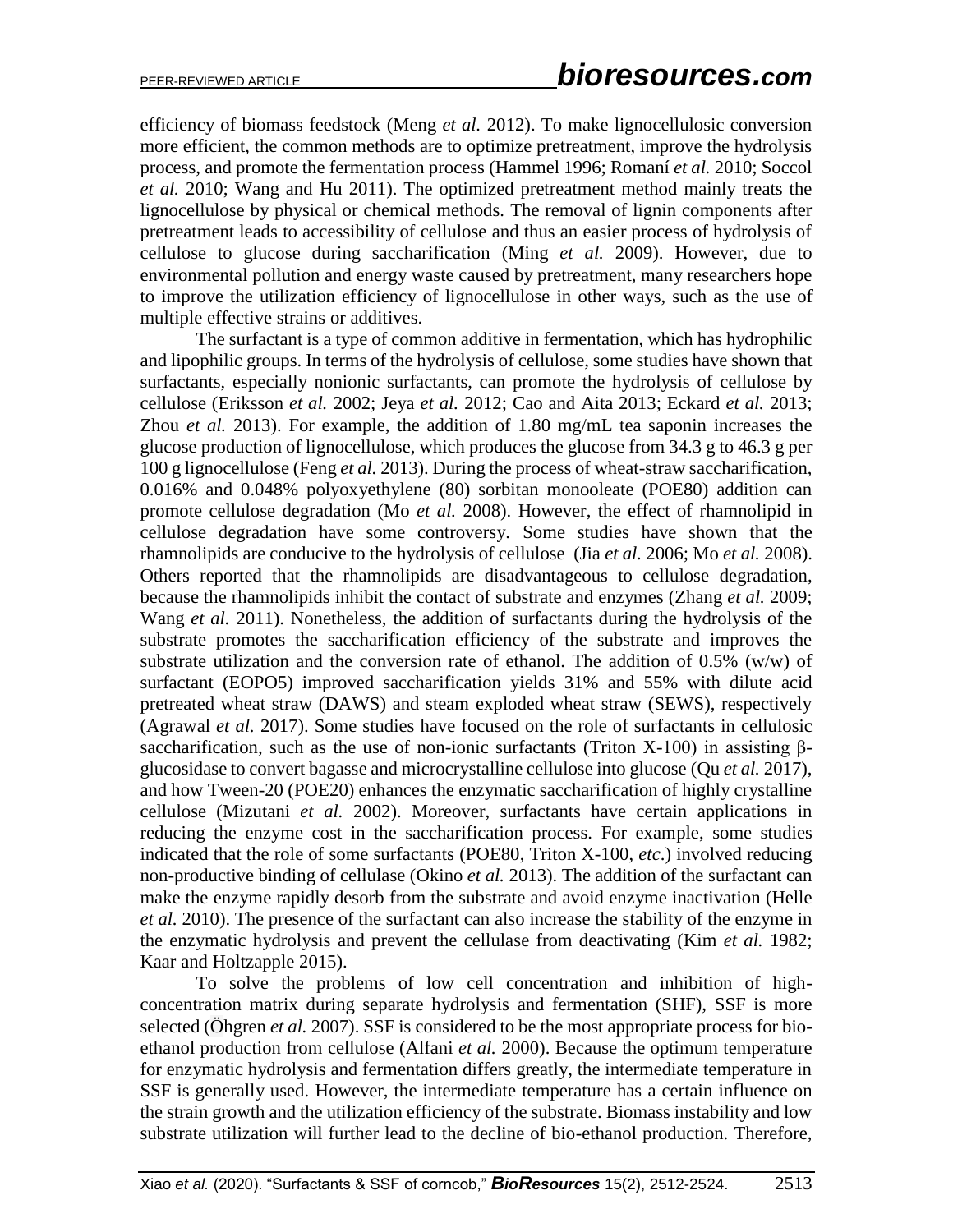efficiency of biomass feedstock (Meng *et al.* 2012). To make lignocellulosic conversion more efficient, the common methods are to optimize pretreatment, improve the hydrolysis process, and promote the fermentation process (Hammel 1996; Romaní *et al.* 2010; Soccol *et al.* 2010; Wang and Hu 2011). The optimized pretreatment method mainly treats the lignocellulose by physical or chemical methods. The removal of lignin components after pretreatment leads to accessibility of cellulose and thus an easier process of hydrolysis of cellulose to glucose during saccharification (Ming *et al.* 2009). However, due to environmental pollution and energy waste caused by pretreatment, many researchers hope to improve the utilization efficiency of lignocellulose in other ways, such as the use of multiple effective strains or additives.

The surfactant is a type of common additive in fermentation, which has hydrophilic and lipophilic groups. In terms of the hydrolysis of cellulose, some studies have shown that surfactants, especially nonionic surfactants, can promote the hydrolysis of cellulose by cellulose (Eriksson *et al.* 2002; Jeya *et al.* 2012; Cao and Aita 2013; Eckard *et al.* 2013; Zhou *et al.* 2013). For example, the addition of 1.80 mg/mL tea saponin increases the glucose production of lignocellulose, which produces the glucose from 34.3 g to 46.3 g per 100 g lignocellulose (Feng *et al.* 2013). During the process of wheat-straw saccharification, 0.016% and 0.048% polyoxyethylene (80) sorbitan monooleate (POE80) addition can promote cellulose degradation (Mo *et al.* 2008). However, the effect of rhamnolipid in cellulose degradation have some controversy. Some studies have shown that the rhamnolipids are conducive to the hydrolysis of cellulose (Jia *et al.* 2006; Mo *et al.* 2008). Others reported that the rhamnolipids are disadvantageous to cellulose degradation, because the rhamnolipids inhibit the contact of substrate and enzymes (Zhang *et al.* 2009; Wang *et al.* 2011). Nonetheless, the addition of surfactants during the hydrolysis of the substrate promotes the saccharification efficiency of the substrate and improves the substrate utilization and the conversion rate of ethanol. The addition of 0.5% (w/w) of surfactant (EOPO5) improved saccharification yields 31% and 55% with dilute acid pretreated wheat straw (DAWS) and steam exploded wheat straw (SEWS), respectively (Agrawal *et al.* 2017). Some studies have focused on the role of surfactants in cellulosic saccharification, such as the use of non-ionic surfactants (Triton X-100) in assisting β-glucosidase to convert bagasse and microcrystalline cellulose into glucose (Qu *et al.* 2017), and how Tween-20 (POE20) enhances the enzymatic saccharification of highly crystalline cellulose (Mizutani *et al.* 2002). Moreover, surfactants have certain applications in reducing the enzyme cost in the saccharification process. For example, some studies indicated that the role of some surfactants (POE80, Triton X-100, *etc.*) involved reducing non-productive binding of cellulase (Okino *et al.* 2013). The addition of the surfactant can make the enzyme rapidly desorb from the substrate and avoid enzyme inactivation (Helle *et al.* 2010). The presence of the surfactant can also increase the stability of the enzyme in the enzymatic hydrolysis and prevent the cellulase from deactivating (Kim *et al.* 1982; Kaar and Holtzapple 2015).

To solve the problems of low cell concentration and inhibition of high-concentration matrix during separate hydrolysis and fermentation (SHF), SSF is more selected (Öhgren *et al.* 2007). SSF is considered to be the most appropriate process for bio-ethanol production from cellulose (Alfani *et al.* 2000). Because the optimum temperature for enzymatic hydrolysis and fermentation differs greatly, the intermediate temperature in SSF is generally used. However, the intermediate temperature has a certain influence on the strain growth and the utilization efficiency of the substrate. Biomass instability and low substrate utilization will further lead to the decline of bio-ethanol production. Therefore,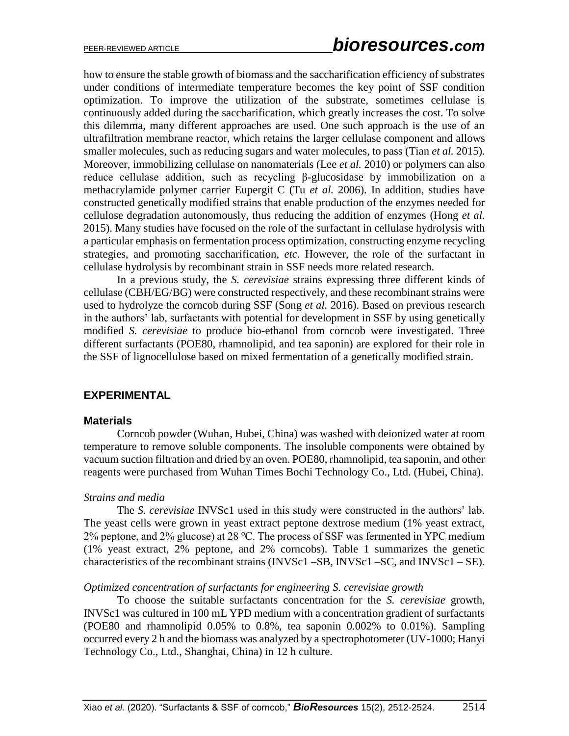how to ensure the stable growth of biomass and the saccharification efficiency of substrates under conditions of intermediate temperature becomes the key point of SSF condition optimization. To improve the utilization of the substrate, sometimes cellulase is continuously added during the saccharification, which greatly increases the cost. To solve this dilemma, many different approaches are used. One such approach is the use of an ultrafiltration membrane reactor, which retains the larger cellulase component and allows smaller molecules, such as reducing sugars and water molecules, to pass (Tian *et al.* 2015). Moreover, immobilizing cellulase on nanomaterials (Lee *et al.* 2010) or polymers can also reduce cellulase addition, such as recycling β-glucosidase by immobilization on a methacrylamide polymer carrier Eupergit C (Tu *et al.* 2006). In addition, studies have constructed genetically modified strains that enable production of the enzymes needed for cellulose degradation autonomously, thus reducing the addition of enzymes (Hong *et al.* 2015). Many studies have focused on the role of the surfactant in cellulase hydrolysis with a particular emphasis on fermentation process optimization, constructing enzyme recycling strategies, and promoting saccharification, *etc.* However, the role of the surfactant in cellulase hydrolysis by recombinant strain in SSF needs more related research.

In a previous study, the *S. cerevisiae* strains expressing three different kinds of cellulase (CBH/EG/BG) were constructed respectively, and these recombinant strains were used to hydrolyze the corncob during SSF (Song *et al.* 2016). Based on previous research in the authors' lab, surfactants with potential for development in SSF by using genetically modified *S. cerevisiae* to produce bio-ethanol from corncob were investigated. Three different surfactants (POE80, rhamnolipid, and tea saponin) are explored for their role in the SSF of lignocellulose based on mixed fermentation of a genetically modified strain.

## EXPERIMENTAL

### Materials

Corncob powder (Wuhan, Hubei, China) was washed with deionized water at room temperature to remove soluble components. The insoluble components were obtained by vacuum suction filtration and dried by an oven. POE80, rhamnolipid, tea saponin, and other reagents were purchased from Wuhan Times Bochi Technology Co., Ltd. (Hubei, China).

*Strains and media*

The *S. cerevisiae* INVSc1 used in this study were constructed in the authors' lab. The yeast cells were grown in yeast extract peptone dextrose medium (1% yeast extract, 2% peptone, and 2% glucose) at 28 °C. The process of SSF was fermented in YPC medium (1% yeast extract, 2% peptone, and 2% corncobs). Table 1 summarizes the genetic characteristics of the recombinant strains (INVSc1 –SB, INVSc1 –SC, and INVSc1 – SE).

*Optimized concentration of surfactants for engineering S. cerevisiae growth*

To choose the suitable surfactants concentration for the *S. cerevisiae* growth, INVSc1 was cultured in 100 mL YPD medium with a concentration gradient of surfactants (POE80 and rhamnolipid 0.05% to 0.8%, tea saponin 0.002% to 0.01%). Sampling occurred every 2 h and the biomass was analyzed by a spectrophotometer (UV-1000; Hanyi Technology Co., Ltd., Shanghai, China) in 12 h culture.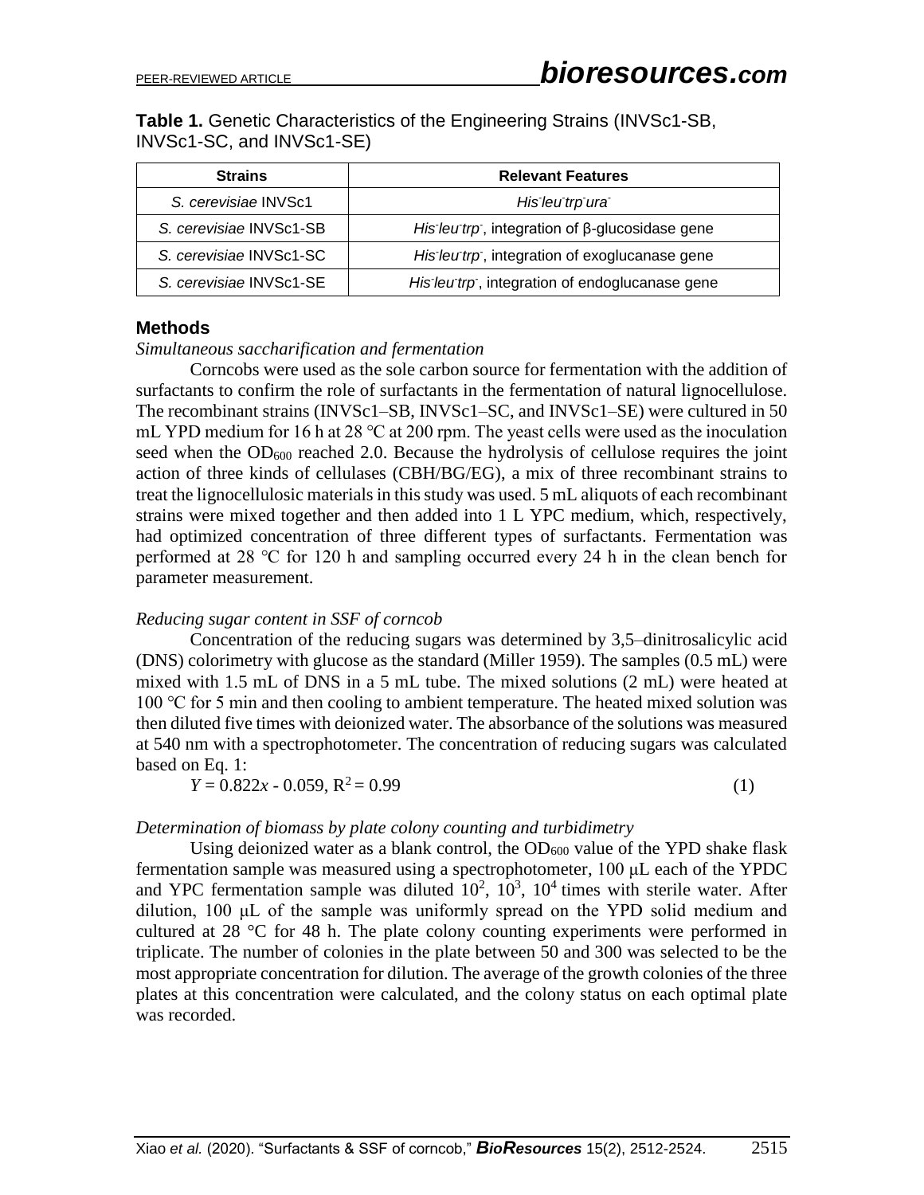**Table 1.** Genetic Characteristics of the Engineering Strains (INVSc1-SB, INVSc1-SC, and INVSc1-SE)

| Strains | Relevant Features |
|---|---|
| *S. cerevisiae* INVSc1 | *His⁻leu⁻trp⁻ura⁻* |
| *S. cerevisiae* INVSc1-SB | *His⁻leu⁻trp⁻*, integration of β-glucosidase gene |
| *S. cerevisiae* INVSc1-SC | *His⁻leu⁻trp⁻*, integration of exoglucanase gene |
| *S. cerevisiae* INVSc1-SE | *His⁻leu⁻trp⁻*, integration of endoglucanase gene |

## Methods

*Simultaneous saccharification and fermentation*

Corncobs were used as the sole carbon source for fermentation with the addition of surfactants to confirm the role of surfactants in the fermentation of natural lignocellulose. The recombinant strains (INVSc1–SB, INVSc1–SC, and INVSc1–SE) were cultured in 50 mL YPD medium for 16 h at 28 °C at 200 rpm. The yeast cells were used as the inoculation seed when the $OD_{600}$ reached 2.0. Because the hydrolysis of cellulose requires the joint action of three kinds of cellulases (CBH/BG/EG), a mix of three recombinant strains to treat the lignocellulosic materials in this study was used. 5 mL aliquots of each recombinant strains were mixed together and then added into 1 L YPC medium, which, respectively, had optimized concentration of three different types of surfactants. Fermentation was performed at 28 °C for 120 h and sampling occurred every 24 h in the clean bench for parameter measurement.

*Reducing sugar content in SSF of corncob*

Concentration of the reducing sugars was determined by 3,5–dinitrosalicylic acid (DNS) colorimetry with glucose as the standard (Miller 1959). The samples (0.5 mL) were mixed with 1.5 mL of DNS in a 5 mL tube. The mixed solutions (2 mL) were heated at 100 °C for 5 min and then cooling to ambient temperature. The heated mixed solution was then diluted five times with deionized water. The absorbance of the solutions was measured at 540 nm with a spectrophotometer. The concentration of reducing sugars was calculated based on Eq. 1:

$$Y = 0.822x - 0.059,\ R^2 = 0.99 \tag{1}$$

*Determination of biomass by plate colony counting and turbidimetry*

Using deionized water as a blank control, the $OD_{600}$ value of the YPD shake flask fermentation sample was measured using a spectrophotometer, 100 μL each of the YPDC and YPC fermentation sample was diluted $10^2$, $10^3$, $10^4$ times with sterile water. After dilution, 100 μL of the sample was uniformly spread on the YPD solid medium and cultured at 28 °C for 48 h. The plate colony counting experiments were performed in triplicate. The number of colonies in the plate between 50 and 300 was selected to be the most appropriate concentration for dilution. The average of the growth colonies of the three plates at this concentration were calculated, and the colony status on each optimal plate was recorded.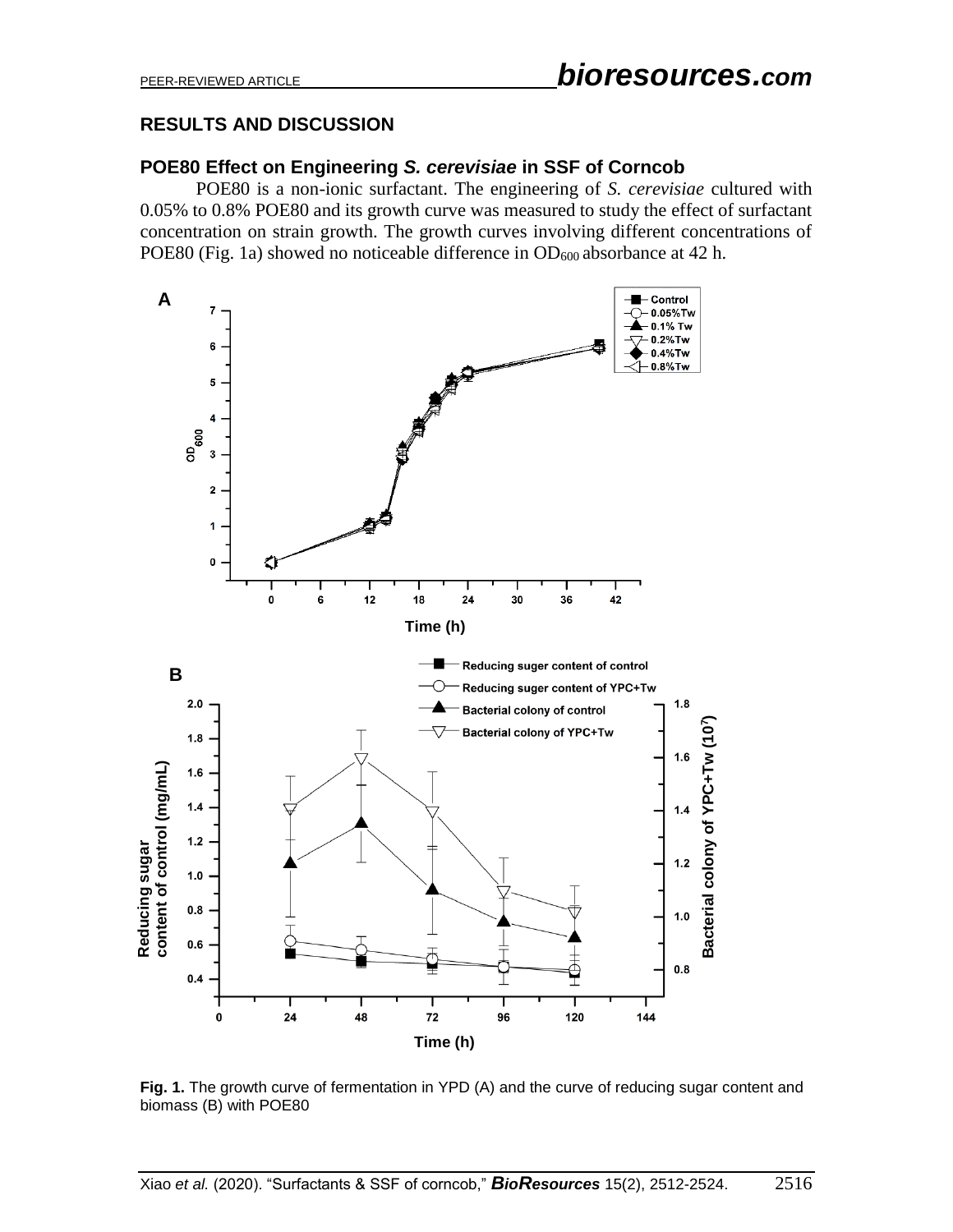## RESULTS AND DISCUSSION

### POE80 Effect on Engineering *S. cerevisiae* in SSF of Corncob

POE80 is a non-ionic surfactant. The engineering of *S. cerevisiae* cultured with 0.05% to 0.8% POE80 and its growth curve was measured to study the effect of surfactant concentration on strain growth. The growth curves involving different concentrations of POE80 (Fig. 1a) showed no noticeable difference in $OD_{600}$ absorbance at 42 h.

**Fig. 1.** The growth curve of fermentation in YPD (A) and the curve of reducing sugar content and biomass (B) with POE80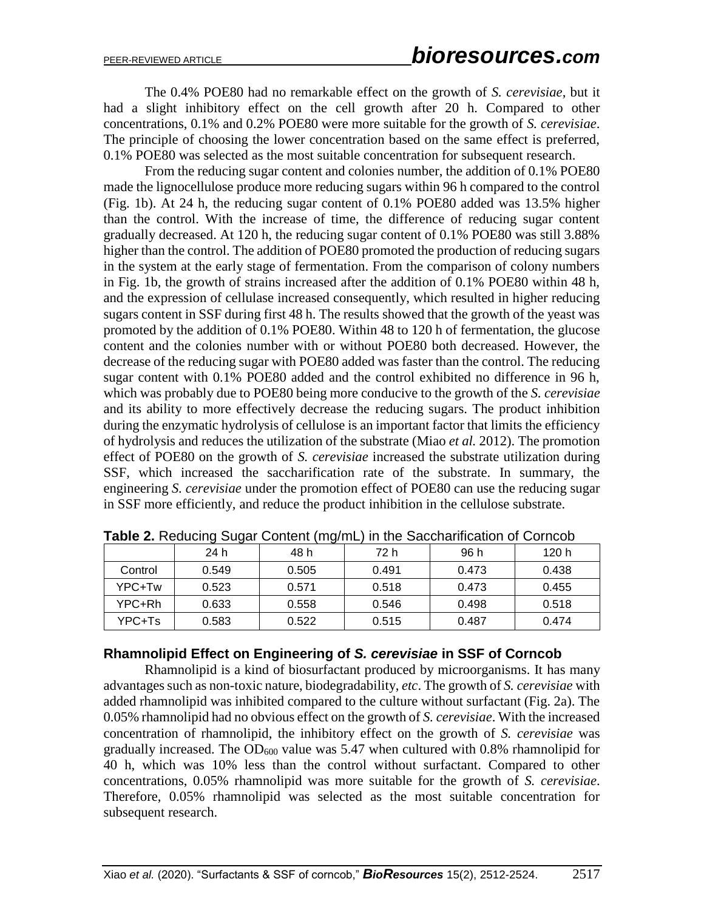The 0.4% POE80 had no remarkable effect on the growth of *S. cerevisiae*, but it had a slight inhibitory effect on the cell growth after 20 h. Compared to other concentrations, 0.1% and 0.2% POE80 were more suitable for the growth of *S. cerevisiae*. The principle of choosing the lower concentration based on the same effect is preferred, 0.1% POE80 was selected as the most suitable concentration for subsequent research.

From the reducing sugar content and colonies number, the addition of 0.1% POE80 made the lignocellulose produce more reducing sugars within 96 h compared to the control (Fig. 1b). At 24 h, the reducing sugar content of 0.1% POE80 added was 13.5% higher than the control. With the increase of time, the difference of reducing sugar content gradually decreased. At 120 h, the reducing sugar content of 0.1% POE80 was still 3.88% higher than the control. The addition of POE80 promoted the production of reducing sugars in the system at the early stage of fermentation. From the comparison of colony numbers in Fig. 1b, the growth of strains increased after the addition of 0.1% POE80 within 48 h, and the expression of cellulase increased consequently, which resulted in higher reducing sugars content in SSF during first 48 h. The results showed that the growth of the yeast was promoted by the addition of 0.1% POE80. Within 48 to 120 h of fermentation, the glucose content and the colonies number with or without POE80 both decreased. However, the decrease of the reducing sugar with POE80 added was faster than the control. The reducing sugar content with 0.1% POE80 added and the control exhibited no difference in 96 h, which was probably due to POE80 being more conducive to the growth of the *S. cerevisiae* and its ability to more effectively decrease the reducing sugars. The product inhibition during the enzymatic hydrolysis of cellulose is an important factor that limits the efficiency of hydrolysis and reduces the utilization of the substrate (Miao *et al.* 2012). The promotion effect of POE80 on the growth of *S. cerevisiae* increased the substrate utilization during SSF, which increased the saccharification rate of the substrate. In summary, the engineering *S. cerevisiae* under the promotion effect of POE80 can use the reducing sugar in SSF more efficiently, and reduce the product inhibition in the cellulose substrate.

**Table 2.** Reducing Sugar Content (mg/mL) in the Saccharification of Corncob

| | 24 h | 48 h | 72 h | 96 h | 120 h |
|---|---|---|---|---|---|
| Control | 0.549 | 0.505 | 0.491 | 0.473 | 0.438 |
| YPC+Tw | 0.523 | 0.571 | 0.518 | 0.473 | 0.455 |
| YPC+Rh | 0.633 | 0.558 | 0.546 | 0.498 | 0.518 |
| YPC+Ts | 0.583 | 0.522 | 0.515 | 0.487 | 0.474 |

## Rhamnolipid Effect on Engineering of *S. cerevisiae* in SSF of Corncob

Rhamnolipid is a kind of biosurfactant produced by microorganisms. It has many advantages such as non-toxic nature, biodegradability, *etc*. The growth of *S. cerevisiae* with added rhamnolipid was inhibited compared to the culture without surfactant (Fig. 2a). The 0.05% rhamnolipid had no obvious effect on the growth of *S. cerevisiae*. With the increased concentration of rhamnolipid, the inhibitory effect on the growth of *S. cerevisiae* was gradually increased. The $OD_{600}$ value was 5.47 when cultured with 0.8% rhamnolipid for 40 h, which was 10% less than the control without surfactant. Compared to other concentrations, 0.05% rhamnolipid was more suitable for the growth of *S. cerevisiae*. Therefore, 0.05% rhamnolipid was selected as the most suitable concentration for subsequent research.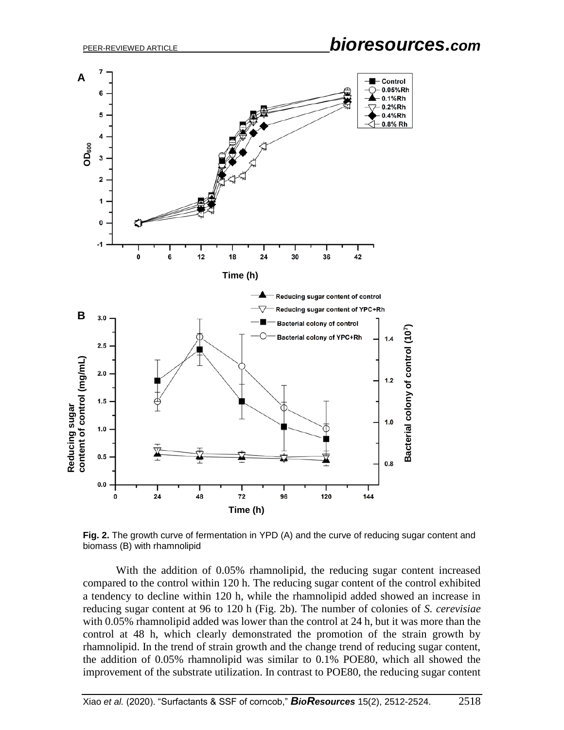**Fig. 2.** The growth curve of fermentation in YPD (A) and the curve of reducing sugar content and biomass (B) with rhamnolipid

With the addition of 0.05% rhamnolipid, the reducing sugar content increased compared to the control within 120 h. The reducing sugar content of the control exhibited a tendency to decline within 120 h, while the rhamnolipid added showed an increase in reducing sugar content at 96 to 120 h (Fig. 2b). The number of colonies of *S. cerevisiae* with 0.05% rhamnolipid added was lower than the control at 24 h, but it was more than the control at 48 h, which clearly demonstrated the promotion of the strain growth by rhamnolipid. In the trend of strain growth and the change trend of reducing sugar content, the addition of 0.05% rhamnolipid was similar to 0.1% POE80, which all showed the improvement of the substrate utilization. In contrast to POE80, the reducing sugar content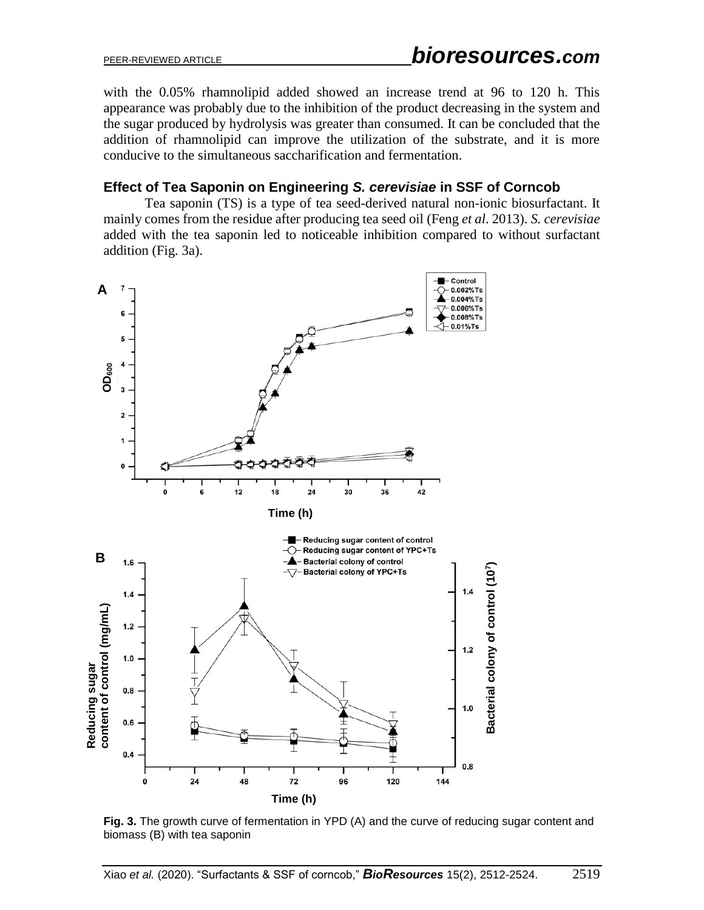with the 0.05% rhamnolipid added showed an increase trend at 96 to 120 h. This appearance was probably due to the inhibition of the product decreasing in the system and the sugar produced by hydrolysis was greater than consumed. It can be concluded that the addition of rhamnolipid can improve the utilization of the substrate, and it is more conducive to the simultaneous saccharification and fermentation.

### Effect of Tea Saponin on Engineering *S. cerevisiae* in SSF of Corncob

Tea saponin (TS) is a type of tea seed-derived natural non-ionic biosurfactant. It mainly comes from the residue after producing tea seed oil (Feng *et al.* 2013). *S. cerevisiae* added with the tea saponin led to noticeable inhibition compared to without surfactant addition (Fig. 3a).

**Fig. 3.** The growth curve of fermentation in YPD (A) and the curve of reducing sugar content and biomass (B) with tea saponin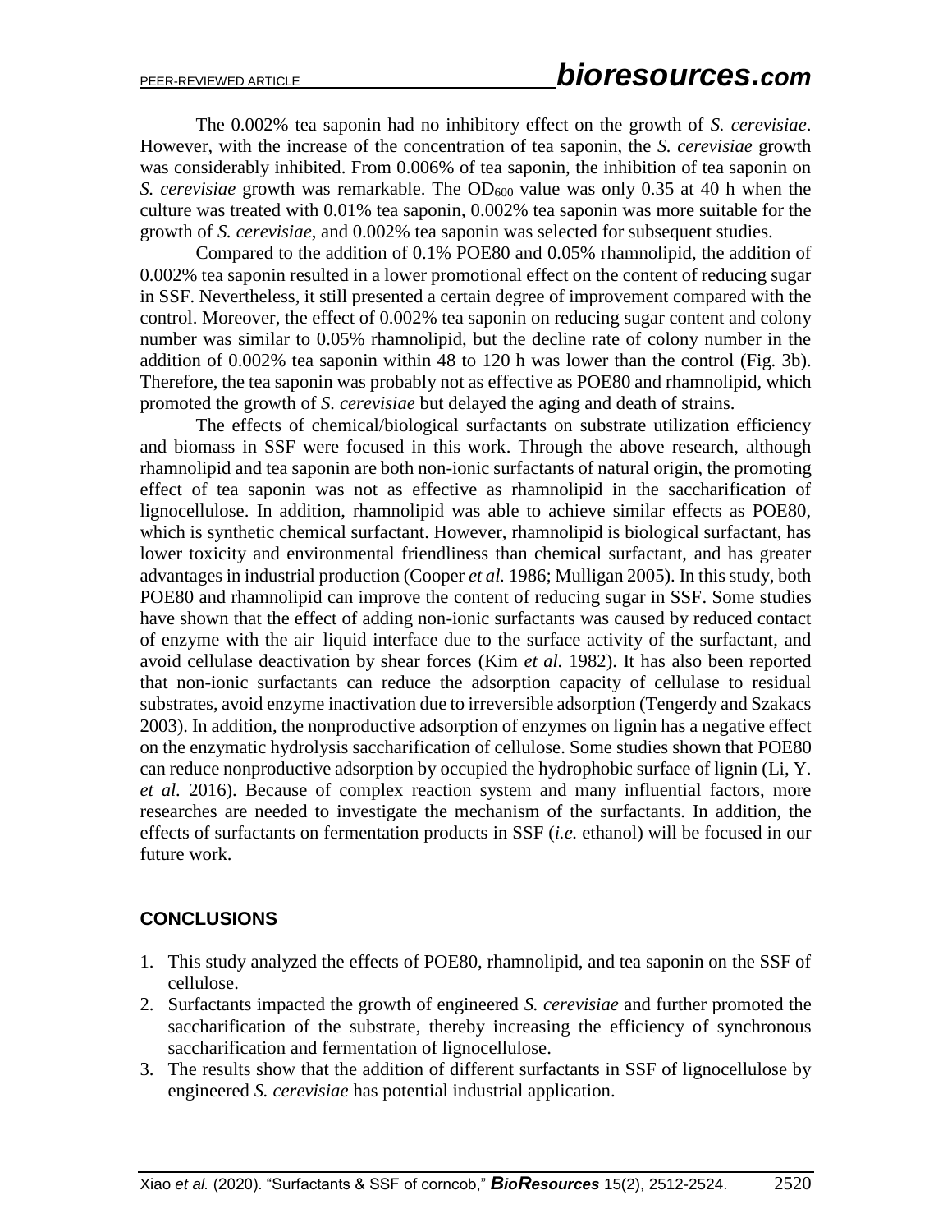The 0.002% tea saponin had no inhibitory effect on the growth of *S. cerevisiae*. However, with the increase of the concentration of tea saponin, the *S. cerevisiae* growth was considerably inhibited. From 0.006% of tea saponin, the inhibition of tea saponin on *S. cerevisiae* growth was remarkable. The $OD_{600}$ value was only 0.35 at 40 h when the culture was treated with 0.01% tea saponin, 0.002% tea saponin was more suitable for the growth of *S. cerevisiae*, and 0.002% tea saponin was selected for subsequent studies.

Compared to the addition of 0.1% POE80 and 0.05% rhamnolipid, the addition of 0.002% tea saponin resulted in a lower promotional effect on the content of reducing sugar in SSF. Nevertheless, it still presented a certain degree of improvement compared with the control. Moreover, the effect of 0.002% tea saponin on reducing sugar content and colony number was similar to 0.05% rhamnolipid, but the decline rate of colony number in the addition of 0.002% tea saponin within 48 to 120 h was lower than the control (Fig. 3b). Therefore, the tea saponin was probably not as effective as POE80 and rhamnolipid, which promoted the growth of *S. cerevisiae* but delayed the aging and death of strains.

The effects of chemical/biological surfactants on substrate utilization efficiency and biomass in SSF were focused in this work. Through the above research, although rhamnolipid and tea saponin are both non-ionic surfactants of natural origin, the promoting effect of tea saponin was not as effective as rhamnolipid in the saccharification of lignocellulose. In addition, rhamnolipid was able to achieve similar effects as POE80, which is synthetic chemical surfactant. However, rhamnolipid is biological surfactant, has lower toxicity and environmental friendliness than chemical surfactant, and has greater advantages in industrial production (Cooper *et al.* 1986; Mulligan 2005). In this study, both POE80 and rhamnolipid can improve the content of reducing sugar in SSF. Some studies have shown that the effect of adding non-ionic surfactants was caused by reduced contact of enzyme with the air–liquid interface due to the surface activity of the surfactant, and avoid cellulase deactivation by shear forces (Kim *et al.* 1982). It has also been reported that non-ionic surfactants can reduce the adsorption capacity of cellulase to residual substrates, avoid enzyme inactivation due to irreversible adsorption (Tengerdy and Szakacs 2003). In addition, the nonproductive adsorption of enzymes on lignin has a negative effect on the enzymatic hydrolysis saccharification of cellulose. Some studies shown that POE80 can reduce nonproductive adsorption by occupied the hydrophobic surface of lignin (Li, Y. *et al.* 2016). Because of complex reaction system and many influential factors, more researches are needed to investigate the mechanism of the surfactants. In addition, the effects of surfactants on fermentation products in SSF (*i.e.* ethanol) will be focused in our future work.

## CONCLUSIONS

1. This study analyzed the effects of POE80, rhamnolipid, and tea saponin on the SSF of cellulose.
2. Surfactants impacted the growth of engineered *S. cerevisiae* and further promoted the saccharification of the substrate, thereby increasing the efficiency of synchronous saccharification and fermentation of lignocellulose.
3. The results show that the addition of different surfactants in SSF of lignocellulose by engineered *S. cerevisiae* has potential industrial application.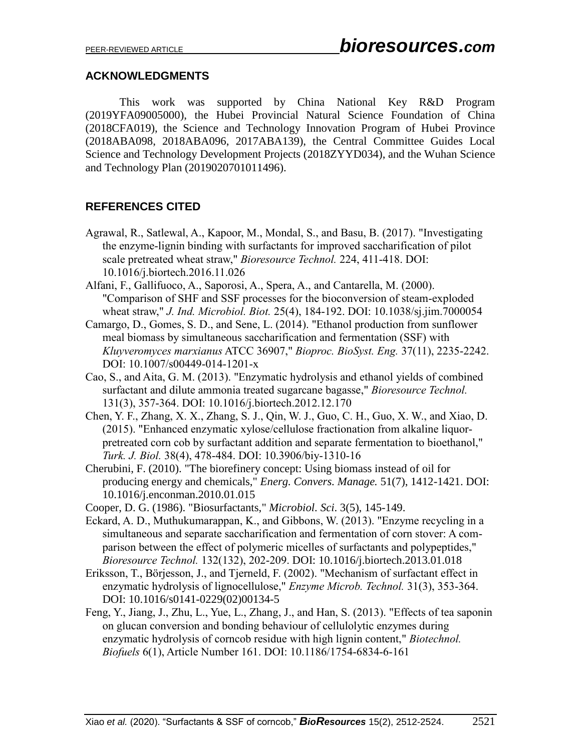## ACKNOWLEDGMENTS

This work was supported by China National Key R&D Program (2019YFA09005000), the Hubei Provincial Natural Science Foundation of China (2018CFA019), the Science and Technology Innovation Program of Hubei Province (2018ABA098, 2018ABA096, 2017ABA139), the Central Committee Guides Local Science and Technology Development Projects (2018ZYYD034), and the Wuhan Science and Technology Plan (2019020701011496).

## REFERENCES CITED

Agrawal, R., Satlewal, A., Kapoor, M., Mondal, S., and Basu, B. (2017). "Investigating the enzyme-lignin binding with surfactants for improved saccharification of pilot scale pretreated wheat straw," *Bioresource Technol.* 224, 411-418. DOI: 10.1016/j.biortech.2016.11.026

Alfani, F., Gallifuoco, A., Saporosi, A., Spera, A., and Cantarella, M. (2000). "Comparison of SHF and SSF processes for the bioconversion of steam-exploded wheat straw," *J. Ind. Microbiol. Biot.* 25(4), 184-192. DOI: 10.1038/sj.jim.7000054

Camargo, D., Gomes, S. D., and Sene, L. (2014). "Ethanol production from sunflower meal biomass by simultaneous saccharification and fermentation (SSF) with *Kluyveromyces marxianus* ATCC 36907," *Bioproc. BioSyst. Eng.* 37(11), 2235-2242. DOI: 10.1007/s00449-014-1201-x

Cao, S., and Aita, G. M. (2013). "Enzymatic hydrolysis and ethanol yields of combined surfactant and dilute ammonia treated sugarcane bagasse," *Bioresource Technol.* 131(3), 357-364. DOI: 10.1016/j.biortech.2012.12.170

Chen, Y. F., Zhang, X. X., Zhang, S. J., Qin, W. J., Guo, C. H., Guo, X. W., and Xiao, D. (2015). "Enhanced enzymatic xylose/cellulose fractionation from alkaline liquor-pretreated corn cob by surfactant addition and separate fermentation to bioethanol," *Turk. J. Biol.* 38(4), 478-484. DOI: 10.3906/biy-1310-16

Cherubini, F. (2010). "The biorefinery concept: Using biomass instead of oil for producing energy and chemicals," *Energ. Convers. Manage.* 51(7), 1412-1421. DOI: 10.1016/j.enconman.2010.01.015

Cooper, D. G. (1986). "Biosurfactants," *Microbiol. Sci.* 3(5), 145-149.

Eckard, A. D., Muthukumarappan, K., and Gibbons, W. (2013). "Enzyme recycling in a simultaneous and separate saccharification and fermentation of corn stover: A comparison between the effect of polymeric micelles of surfactants and polypeptides," *Bioresource Technol.* 132(132), 202-209. DOI: 10.1016/j.biortech.2013.01.018

Eriksson, T., Börjesson, J., and Tjerneld, F. (2002). "Mechanism of surfactant effect in enzymatic hydrolysis of lignocellulose," *Enzyme Microb. Technol.* 31(3), 353-364. DOI: 10.1016/s0141-0229(02)00134-5

Feng, Y., Jiang, J., Zhu, L., Yue, L., Zhang, J., and Han, S. (2013). "Effects of tea saponin on glucan conversion and bonding behaviour of cellulolytic enzymes during enzymatic hydrolysis of corncob residue with high lignin content," *Biotechnol. Biofuels* 6(1), Article Number 161. DOI: 10.1186/1754-6834-6-161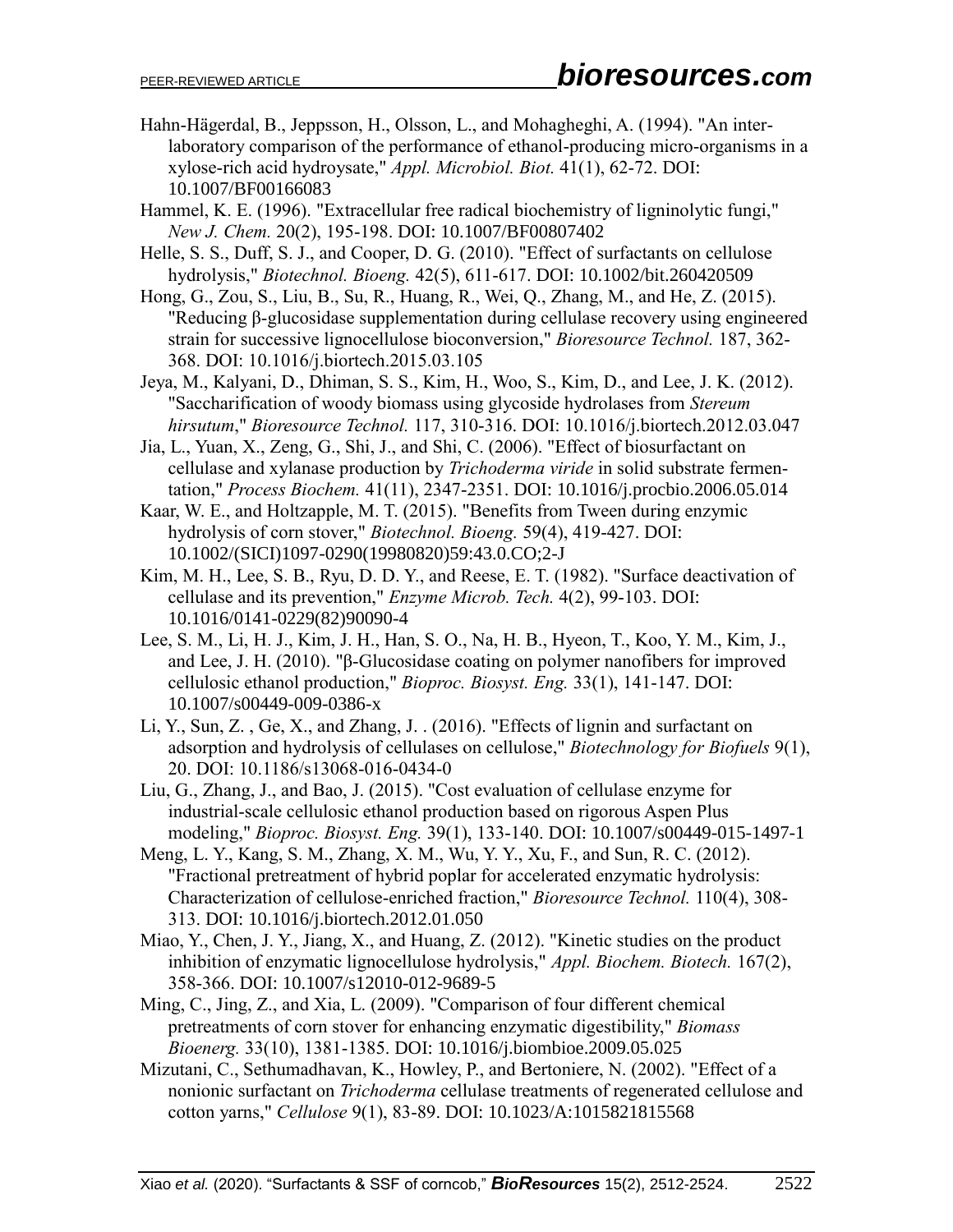Hahn-Hägerdal, B., Jeppsson, H., Olsson, L., and Mohagheghi, A. (1994). "An inter-laboratory comparison of the performance of ethanol-producing micro-organisms in a xylose-rich acid hydroysate," *Appl. Microbiol. Biot.* 41(1), 62-72. DOI: 10.1007/BF00166083

Hammel, K. E. (1996). "Extracellular free radical biochemistry of ligninolytic fungi," *New J. Chem.* 20(2), 195-198. DOI: 10.1007/BF00807402

Helle, S. S., Duff, S. J., and Cooper, D. G. (2010). "Effect of surfactants on cellulose hydrolysis," *Biotechnol. Bioeng.* 42(5), 611-617. DOI: 10.1002/bit.260420509

Hong, G., Zou, S., Liu, B., Su, R., Huang, R., Wei, Q., Zhang, M., and He, Z. (2015). "Reducing β-glucosidase supplementation during cellulase recovery using engineered strain for successive lignocellulose bioconversion," *Bioresource Technol.* 187, 362-368. DOI: 10.1016/j.biortech.2015.03.105

Jeya, M., Kalyani, D., Dhiman, S. S., Kim, H., Woo, S., Kim, D., and Lee, J. K. (2012). "Saccharification of woody biomass using glycoside hydrolases from *Stereum hirsutum*," *Bioresource Technol.* 117, 310-316. DOI: 10.1016/j.biortech.2012.03.047

Jia, L., Yuan, X., Zeng, G., Shi, J., and Shi, C. (2006). "Effect of biosurfactant on cellulase and xylanase production by *Trichoderma viride* in solid substrate fermentation," *Process Biochem.* 41(11), 2347-2351. DOI: 10.1016/j.procbio.2006.05.014

Kaar, W. E., and Holtzapple, M. T. (2015). "Benefits from Tween during enzymic hydrolysis of corn stover," *Biotechnol. Bioeng.* 59(4), 419-427. DOI: 10.1002/(SICI)1097-0290(19980820)59:43.0.CO;2-J

Kim, M. H., Lee, S. B., Ryu, D. D. Y., and Reese, E. T. (1982). "Surface deactivation of cellulase and its prevention," *Enzyme Microb. Tech.* 4(2), 99-103. DOI: 10.1016/0141-0229(82)90090-4

Lee, S. M., Li, H. J., Kim, J. H., Han, S. O., Na, H. B., Hyeon, T., Koo, Y. M., Kim, J., and Lee, J. H. (2010). "β-Glucosidase coating on polymer nanofibers for improved cellulosic ethanol production," *Bioproc. Biosyst. Eng.* 33(1), 141-147. DOI: 10.1007/s00449-009-0386-x

Li, Y., Sun, Z. , Ge, X., and Zhang, J. . (2016). "Effects of lignin and surfactant on adsorption and hydrolysis of cellulases on cellulose," *Biotechnology for Biofuels* 9(1), 20. DOI: 10.1186/s13068-016-0434-0

Liu, G., Zhang, J., and Bao, J. (2015). "Cost evaluation of cellulase enzyme for industrial-scale cellulosic ethanol production based on rigorous Aspen Plus modeling," *Bioproc. Biosyst. Eng.* 39(1), 133-140. DOI: 10.1007/s00449-015-1497-1

Meng, L. Y., Kang, S. M., Zhang, X. M., Wu, Y. Y., Xu, F., and Sun, R. C. (2012). "Fractional pretreatment of hybrid poplar for accelerated enzymatic hydrolysis: Characterization of cellulose-enriched fraction," *Bioresource Technol.* 110(4), 308-313. DOI: 10.1016/j.biortech.2012.01.050

Miao, Y., Chen, J. Y., Jiang, X., and Huang, Z. (2012). "Kinetic studies on the product inhibition of enzymatic lignocellulose hydrolysis," *Appl. Biochem. Biotech.* 167(2), 358-366. DOI: 10.1007/s12010-012-9689-5

Ming, C., Jing, Z., and Xia, L. (2009). "Comparison of four different chemical pretreatments of corn stover for enhancing enzymatic digestibility," *Biomass Bioenerg.* 33(10), 1381-1385. DOI: 10.1016/j.biombioe.2009.05.025

Mizutani, C., Sethumadhavan, K., Howley, P., and Bertoniere, N. (2002). "Effect of a nonionic surfactant on *Trichoderma* cellulase treatments of regenerated cellulose and cotton yarns," *Cellulose* 9(1), 83-89. DOI: 10.1023/A:1015821815568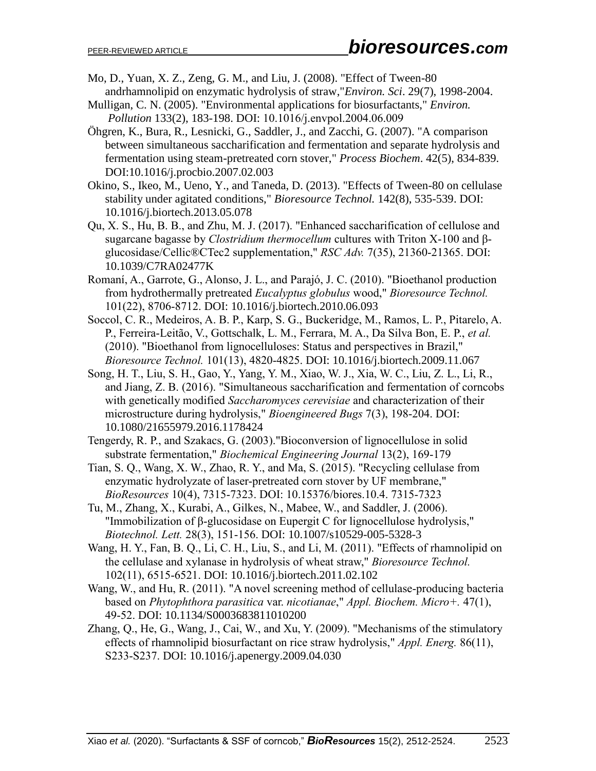Mo, D., Yuan, X. Z., Zeng, G. M., and Liu, J. (2008). "Effect of Tween-80 andrhamnolipid on enzymatic hydrolysis of straw,"*Environ. Sci*. 29(7), 1998-2004.

Mulligan, C. N. (2005). "Environmental applications for biosurfactants," *Environ. Pollution* 133(2), 183-198. DOI: 10.1016/j.envpol.2004.06.009

Öhgren, K., Bura, R., Lesnicki, G., Saddler, J., and Zacchi, G. (2007). "A comparison between simultaneous saccharification and fermentation and separate hydrolysis and fermentation using steam-pretreated corn stover," *Process Biochem*. 42(5), 834-839. DOI:10.1016/j.procbio.2007.02.003

Okino, S., Ikeo, M., Ueno, Y., and Taneda, D. (2013). "Effects of Tween-80 on cellulase stability under agitated conditions," *Bioresource Technol.* 142(8), 535-539. DOI: 10.1016/j.biortech.2013.05.078

Qu, X. S., Hu, B. B., and Zhu, M. J. (2017). "Enhanced saccharification of cellulose and sugarcane bagasse by *Clostridium thermocellum* cultures with Triton X-100 and β-glucosidase/Cellic®CTec2 supplementation," *RSC Adv.* 7(35), 21360-21365. DOI: 10.1039/C7RA02477K

Romaní, A., Garrote, G., Alonso, J. L., and Parajó, J. C. (2010). "Bioethanol production from hydrothermally pretreated *Eucalyptus globulus* wood," *Bioresource Technol.* 101(22), 8706-8712. DOI: 10.1016/j.biortech.2010.06.093

Soccol, C. R., Medeiros, A. B. P., Karp, S. G., Buckeridge, M., Ramos, L. P., Pitarelo, A. P., Ferreira-Leitão, V., Gottschalk, L. M., Ferrara, M. A., Da Silva Bon, E. P., *et al.* (2010). "Bioethanol from lignocelluloses: Status and perspectives in Brazil," *Bioresource Technol.* 101(13), 4820-4825. DOI: 10.1016/j.biortech.2009.11.067

Song, H. T., Liu, S. H., Gao, Y., Yang, Y. M., Xiao, W. J., Xia, W. C., Liu, Z. L., Li, R., and Jiang, Z. B. (2016). "Simultaneous saccharification and fermentation of corncobs with genetically modified *Saccharomyces cerevisiae* and characterization of their microstructure during hydrolysis," *Bioengineered Bugs* 7(3), 198-204. DOI: 10.1080/21655979.2016.1178424

Tengerdy, R. P., and Szakacs, G. (2003)."Bioconversion of lignocellulose in solid substrate fermentation," *Biochemical Engineering Journal* 13(2), 169-179

Tian, S. Q., Wang, X. W., Zhao, R. Y., and Ma, S. (2015). "Recycling cellulase from enzymatic hydrolyzate of laser-pretreated corn stover by UF membrane," *BioResources* 10(4), 7315-7323. DOI: 10.15376/biores.10.4. 7315-7323

Tu, M., Zhang, X., Kurabi, A., Gilkes, N., Mabee, W., and Saddler, J. (2006). "Immobilization of β-glucosidase on Eupergit C for lignocellulose hydrolysis," *Biotechnol. Lett.* 28(3), 151-156. DOI: 10.1007/s10529-005-5328-3

Wang, H. Y., Fan, B. Q., Li, C. H., Liu, S., and Li, M. (2011). "Effects of rhamnolipid on the cellulase and xylanase in hydrolysis of wheat straw," *Bioresource Technol.* 102(11), 6515-6521. DOI: 10.1016/j.biortech.2011.02.102

Wang, W., and Hu, R. (2011). "A novel screening method of cellulase-producing bacteria based on *Phytophthora parasitica* var. *nicotianae*," *Appl. Biochem. Micro+.* 47(1), 49-52. DOI: 10.1134/S0003683811010200

Zhang, Q., He, G., Wang, J., Cai, W., and Xu, Y. (2009). "Mechanisms of the stimulatory effects of rhamnolipid biosurfactant on rice straw hydrolysis," *Appl. Energ.* 86(11), S233-S237. DOI: 10.1016/j.apenergy.2009.04.030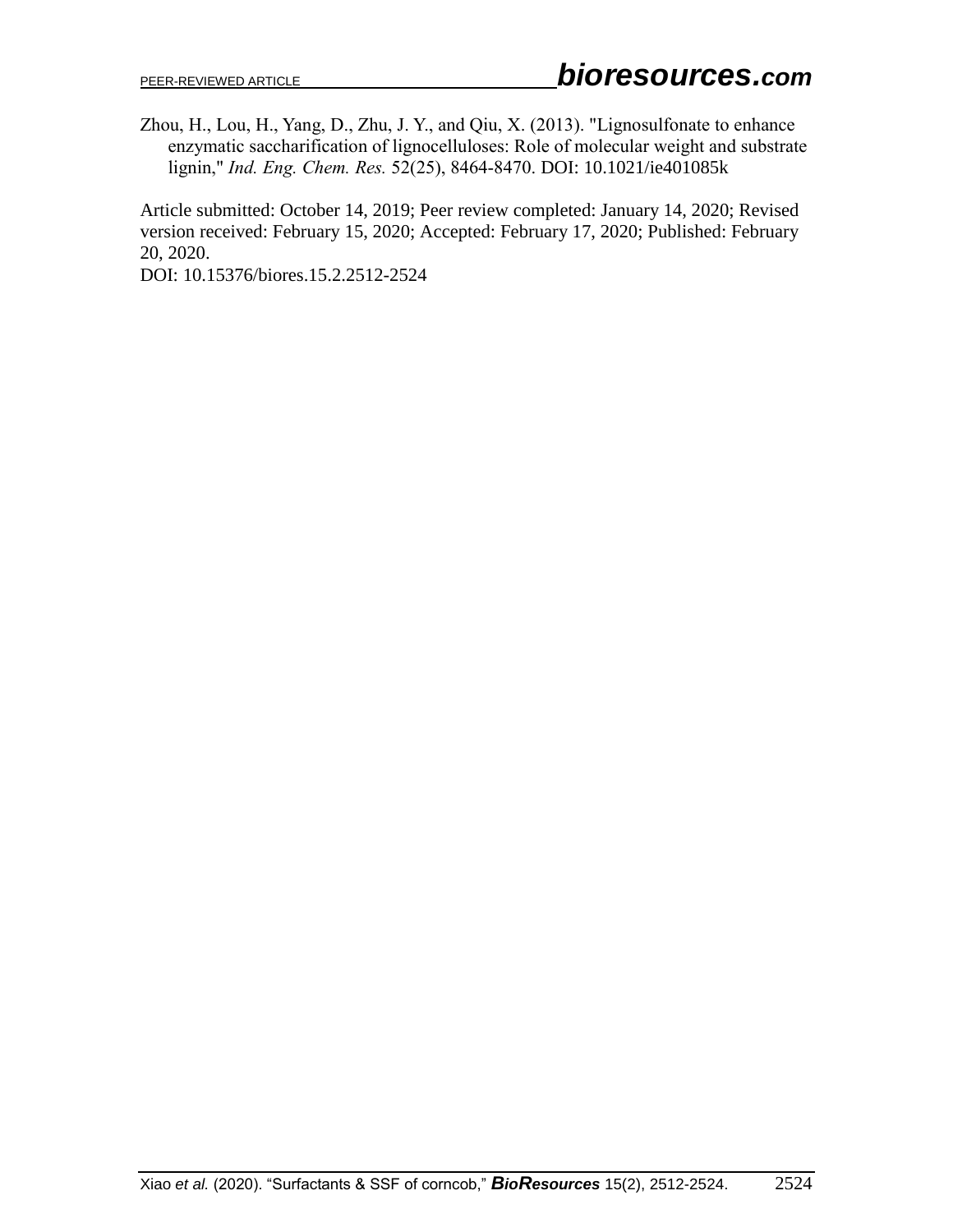Zhou, H., Lou, H., Yang, D., Zhu, J. Y., and Qiu, X. (2013). "Lignosulfonate to enhance enzymatic saccharification of lignocelluloses: Role of molecular weight and substrate lignin," *Ind. Eng. Chem. Res.* 52(25), 8464-8470. DOI: 10.1021/ie401085k

Article submitted: October 14, 2019; Peer review completed: January 14, 2020; Revised version received: February 15, 2020; Accepted: February 17, 2020; Published: February 20, 2020.
DOI: 10.15376/biores.15.2.2512-2524